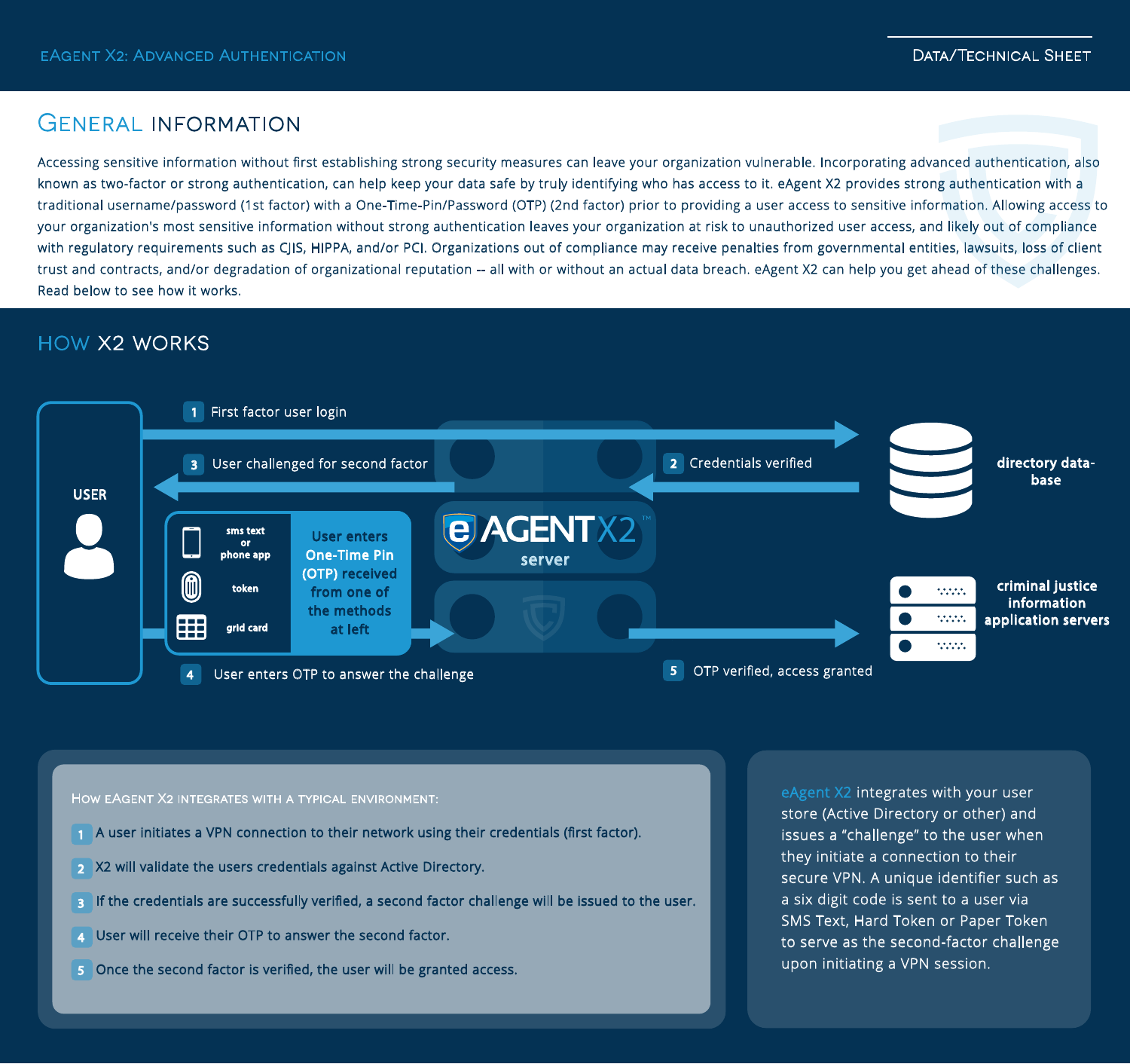eAGENT X2: ADVANCED AUTHENTICATION

DATA/TECHNICAL SHEET

## GENERAL INFORMATION

Accessing sensitive information without first establishing strong security measures can leave your organization vulnerable. Incorporating advanced authentication, also known as two-factor or strong authentication, can help keep your data safe by truly identifying who has access to it. eAgent X2 provides strong authentication with a traditional username/password (1st factor) with a One-Time-Pin/Password (OTP) (2nd factor) prior to providing a user access to sensitive information. Allowing access to your organization's most sensitive information without strong authentication leaves your organization at risk to unauthorized user access, and likely out of compliance with regulatory requirements such as CJIS, HIPPA, and/or PCI. Organizations out of compliance may receive penalties from governmental entities, lawsuits, loss of client trust and contracts, and/or degradation of organizational reputation -- all with or without an actual data breach. eAgent X2 can help you get ahead of these challenges. Read below to see how it works.

## HOW X2 WORKS

USER

1 First factor user login

2 Credentials verified

3 User challenged for second factor

sms text or phone app

token

grid card

User enters One-Time Pin (OTP) received from one of the methods at left

eAGENT X2 server

4 User enters OTP to answer the challenge

5 OTP verified, access granted

directory database

criminal justice information application servers

### HOW eAGENT X2 INTEGRATES WITH A TYPICAL ENVIRONMENT:

1. A user initiates a VPN connection to their network using their credentials (first factor).
2. X2 will validate the users credentials against Active Directory.
3. If the credentials are successfully verified, a second factor challenge will be issued to the user.
4. User will receive their OTP to answer the second factor.
5. Once the second factor is verified, the user will be granted access.

eAgent X2 integrates with your user store (Active Directory or other) and issues a "challenge" to the user when they initiate a connection to their secure VPN. A unique identifier such as a six digit code is sent to a user via SMS Text, Hard Token or Paper Token to serve as the second-factor challenge upon initiating a VPN session.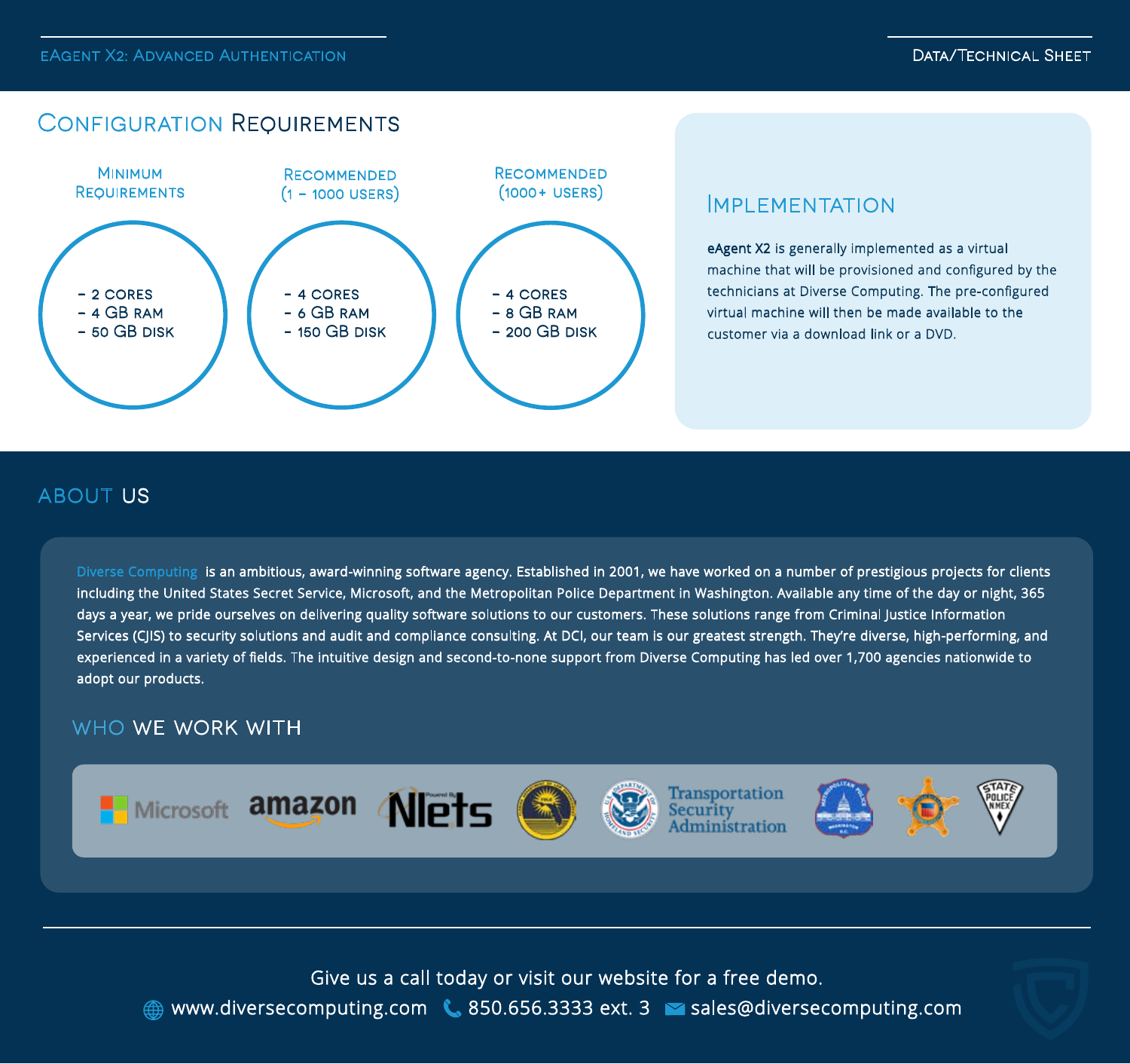## Configuration Requirements

**Minimum Requirements**

- 2 Cores
- 4 GB RAM
- 50 GB Disk

**Recommended (1 – 1000 users)**

- 4 Cores
- 6 GB RAM
- 150 GB Disk

**Recommended (1000+ users)**

- 4 Cores
- 8 GB RAM
- 200 GB Disk

## Implementation

eAgent X2 is generally implemented as a virtual machine that will be provisioned and configured by the technicians at Diverse Computing. The pre-configured virtual machine will then be made available to the customer via a download link or a DVD.

## About Us

Diverse Computing is an ambitious, award-winning software agency. Established in 2001, we have worked on a number of prestigious projects for clients including the United States Secret Service, Microsoft, and the Metropolitan Police Department in Washington. Available any time of the day or night, 365 days a year, we pride ourselves on delivering quality software solutions to our customers. These solutions range from Criminal Justice Information Services (CJIS) to security solutions and audit and compliance consulting. At DCI, our team is our greatest strength. They're diverse, high-performing, and experienced in a variety of fields. The intuitive design and second-to-none support from Diverse Computing has led over 1,700 agencies nationwide to adopt our products.

### Who We Work With

Microsoft amazon Nlets Transportation Security Administration

Give us a call today or visit our website for a free demo.

www.diversecomputing.com 850.656.3333 ext. 3 sales@diversecomputing.com